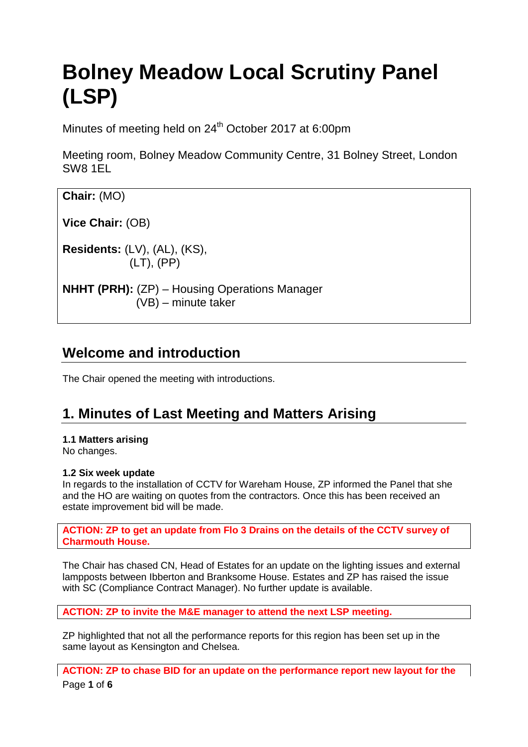# Bolney Meadow Local Scrutiny Panel (LSP)

Minutes of meeting held on 24th October 2017 at 6:00pm

Meeting room, Bolney Meadow Community Centre, 31 Bolney Street, London SW8 1EL

**Chair:** (MO)

**Vice Chair:** (OB)

**Residents:** (LV), (AL), (KS), (LT), (PP)

**NHHT (PRH):** (ZP) – Housing Operations Manager
(VB) – minute taker

## Welcome and introduction

The Chair opened the meeting with introductions.

## 1. Minutes of Last Meeting and Matters Arising

**1.1 Matters arising**
No changes.

**1.2 Six week update**
In regards to the installation of CCTV for Wareham House, ZP informed the Panel that she and the HO are waiting on quotes from the contractors. Once this has been received an estate improvement bid will be made.

**ACTION: ZP to get an update from Flo 3 Drains on the details of the CCTV survey of Charmouth House.**

The Chair has chased CN, Head of Estates for an update on the lighting issues and external lampposts between Ibberton and Branksome House. Estates and ZP has raised the issue with SC (Compliance Contract Manager). No further update is available.

**ACTION: ZP to invite the M&E manager to attend the next LSP meeting.**

ZP highlighted that not all the performance reports for this region has been set up in the same layout as Kensington and Chelsea.

**ACTION: ZP to chase BID for an update on the performance report new layout for the**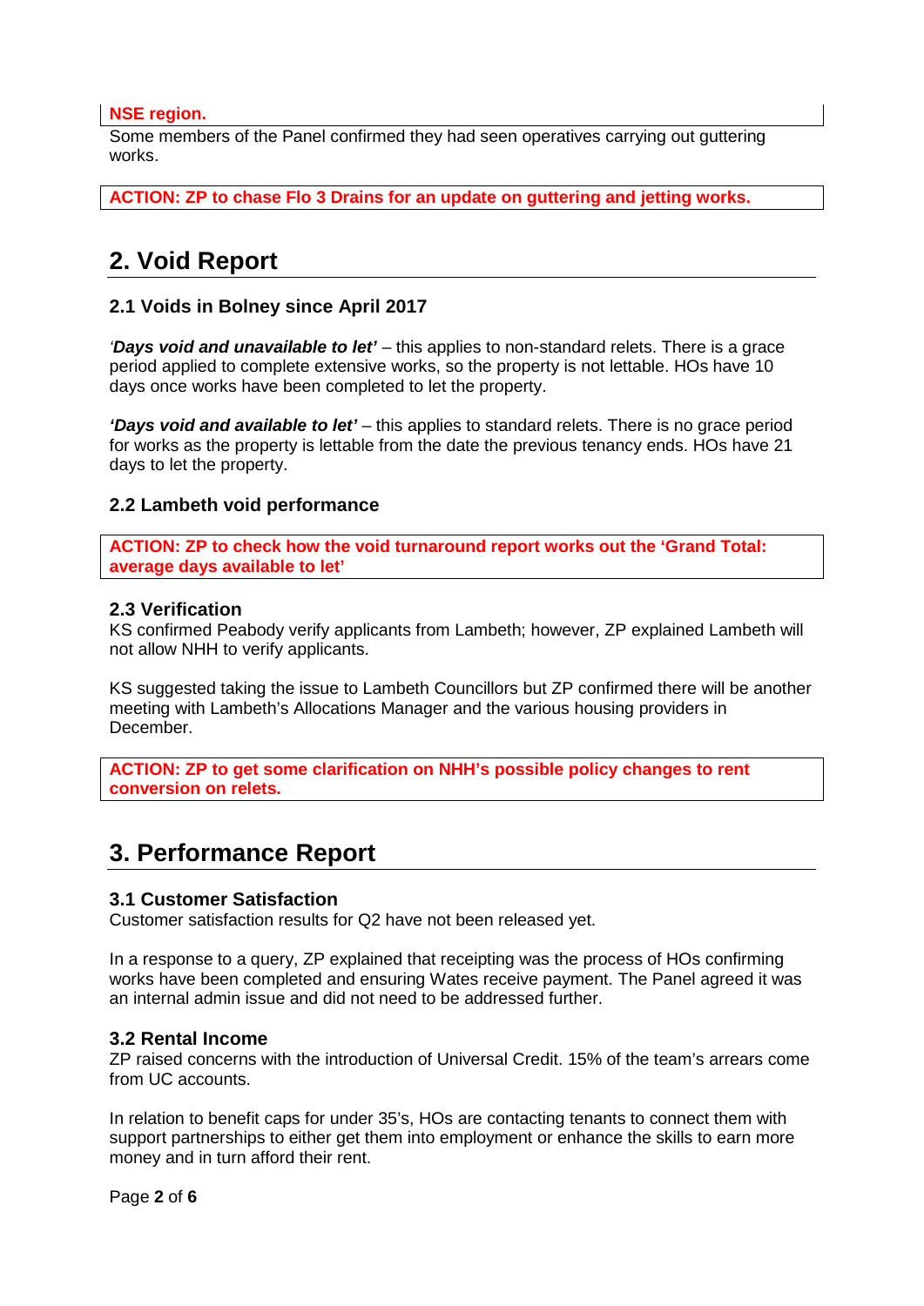**NSE region.**

Some members of the Panel confirmed they had seen operatives carrying out guttering works.

**ACTION: ZP to chase Flo 3 Drains for an update on guttering and jetting works.**

## 2. Void Report

### 2.1 Voids in Bolney since April 2017

*'**Days void and unavailable to let'*** – this applies to non-standard relets. There is a grace period applied to complete extensive works, so the property is not lettable. HOs have 10 days once works have been completed to let the property.

***'Days void and available to let'*** – this applies to standard relets. There is no grace period for works as the property is lettable from the date the previous tenancy ends. HOs have 21 days to let the property.

### 2.2 Lambeth void performance

**ACTION: ZP to check how the void turnaround report works out the 'Grand Total: average days available to let'**

### 2.3 Verification

KS confirmed Peabody verify applicants from Lambeth; however, ZP explained Lambeth will not allow NHH to verify applicants.

KS suggested taking the issue to Lambeth Councillors but ZP confirmed there will be another meeting with Lambeth's Allocations Manager and the various housing providers in December.

**ACTION: ZP to get some clarification on NHH's possible policy changes to rent conversion on relets.**

## 3. Performance Report

### 3.1 Customer Satisfaction

Customer satisfaction results for Q2 have not been released yet.

In a response to a query, ZP explained that receipting was the process of HOs confirming works have been completed and ensuring Wates receive payment. The Panel agreed it was an internal admin issue and did not need to be addressed further.

### 3.2 Rental Income

ZP raised concerns with the introduction of Universal Credit. 15% of the team's arrears come from UC accounts.

In relation to benefit caps for under 35's, HOs are contacting tenants to connect them with support partnerships to either get them into employment or enhance the skills to earn more money and in turn afford their rent.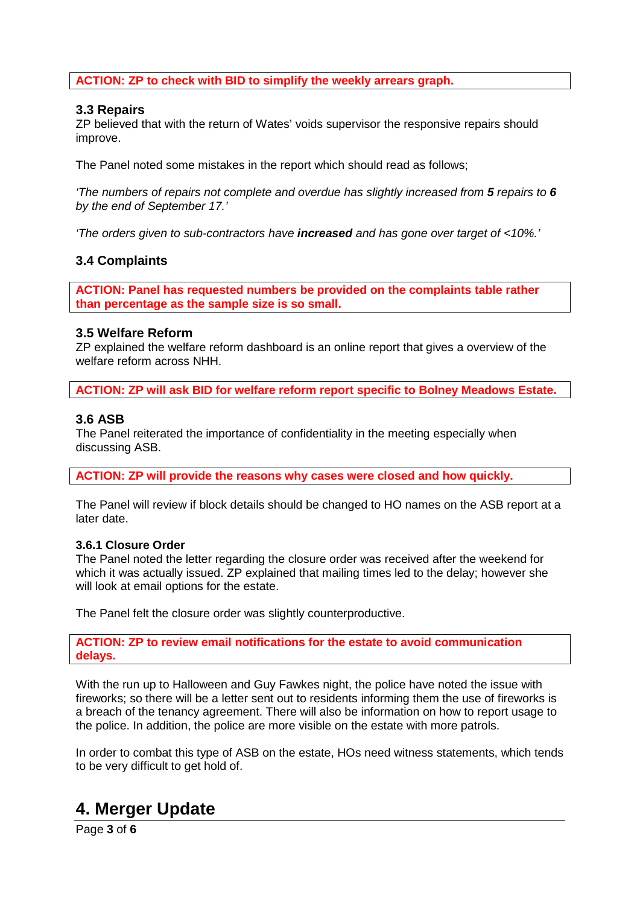**ACTION: ZP to check with BID to simplify the weekly arrears graph.**

### 3.3 Repairs

ZP believed that with the return of Wates' voids supervisor the responsive repairs should improve.

The Panel noted some mistakes in the report which should read as follows;

*'The numbers of repairs not complete and overdue has slightly increased from **5** repairs to **6** by the end of September 17.'*

*'The orders given to sub-contractors have **increased** and has gone over target of <10%.'*

### 3.4 Complaints

**ACTION: Panel has requested numbers be provided on the complaints table rather than percentage as the sample size is so small.**

### 3.5 Welfare Reform

ZP explained the welfare reform dashboard is an online report that gives a overview of the welfare reform across NHH.

**ACTION: ZP will ask BID for welfare reform report specific to Bolney Meadows Estate.**

### 3.6 ASB

The Panel reiterated the importance of confidentiality in the meeting especially when discussing ASB.

**ACTION: ZP will provide the reasons why cases were closed and how quickly.**

The Panel will review if block details should be changed to HO names on the ASB report at a later date.

#### 3.6.1 Closure Order

The Panel noted the letter regarding the closure order was received after the weekend for which it was actually issued. ZP explained that mailing times led to the delay; however she will look at email options for the estate.

The Panel felt the closure order was slightly counterproductive.

**ACTION: ZP to review email notifications for the estate to avoid communication delays.**

With the run up to Halloween and Guy Fawkes night, the police have noted the issue with fireworks; so there will be a letter sent out to residents informing them the use of fireworks is a breach of the tenancy agreement. There will also be information on how to report usage to the police. In addition, the police are more visible on the estate with more patrols.

In order to combat this type of ASB on the estate, HOs need witness statements, which tends to be very difficult to get hold of.

## 4. Merger Update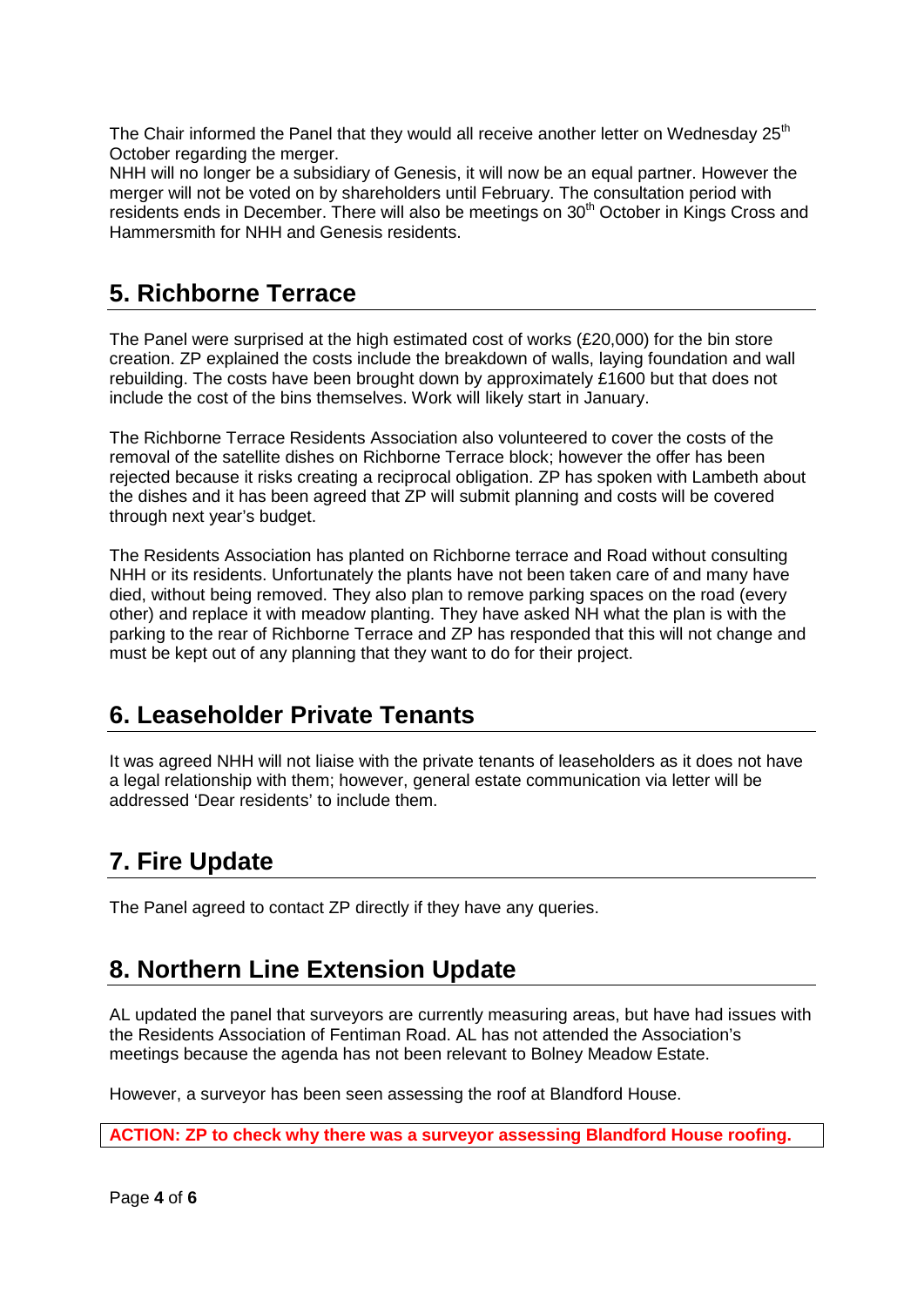The Chair informed the Panel that they would all receive another letter on Wednesday 25th October regarding the merger.

NHH will no longer be a subsidiary of Genesis, it will now be an equal partner. However the merger will not be voted on by shareholders until February. The consultation period with residents ends in December. There will also be meetings on 30th October in Kings Cross and Hammersmith for NHH and Genesis residents.

## 5. Richborne Terrace

The Panel were surprised at the high estimated cost of works (£20,000) for the bin store creation. ZP explained the costs include the breakdown of walls, laying foundation and wall rebuilding. The costs have been brought down by approximately £1600 but that does not include the cost of the bins themselves. Work will likely start in January.

The Richborne Terrace Residents Association also volunteered to cover the costs of the removal of the satellite dishes on Richborne Terrace block; however the offer has been rejected because it risks creating a reciprocal obligation. ZP has spoken with Lambeth about the dishes and it has been agreed that ZP will submit planning and costs will be covered through next year's budget.

The Residents Association has planted on Richborne terrace and Road without consulting NHH or its residents. Unfortunately the plants have not been taken care of and many have died, without being removed. They also plan to remove parking spaces on the road (every other) and replace it with meadow planting. They have asked NH what the plan is with the parking to the rear of Richborne Terrace and ZP has responded that this will not change and must be kept out of any planning that they want to do for their project.

## 6. Leaseholder Private Tenants

It was agreed NHH will not liaise with the private tenants of leaseholders as it does not have a legal relationship with them; however, general estate communication via letter will be addressed 'Dear residents' to include them.

## 7. Fire Update

The Panel agreed to contact ZP directly if they have any queries.

## 8. Northern Line Extension Update

AL updated the panel that surveyors are currently measuring areas, but have had issues with the Residents Association of Fentiman Road. AL has not attended the Association's meetings because the agenda has not been relevant to Bolney Meadow Estate.

However, a surveyor has been seen assessing the roof at Blandford House.

**ACTION: ZP to check why there was a surveyor assessing Blandford House roofing.**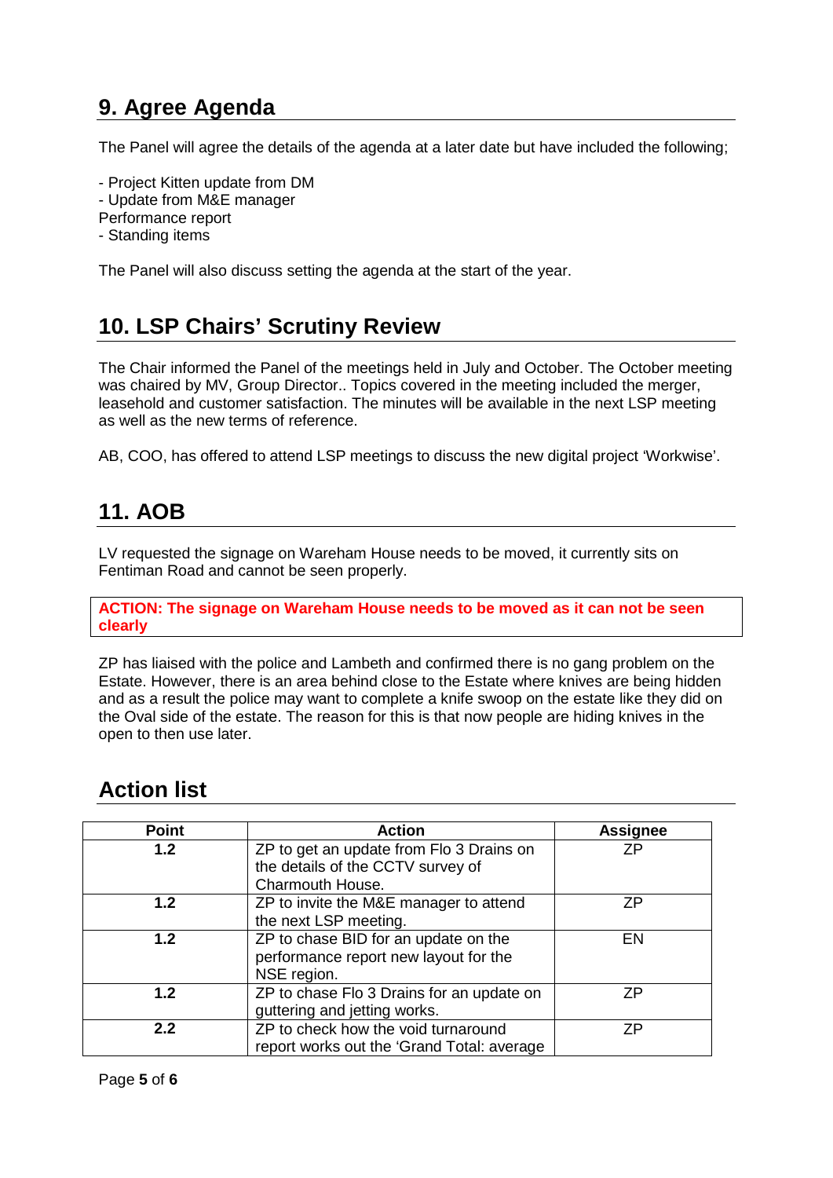## 9. Agree Agenda

The Panel will agree the details of the agenda at a later date but have included the following;

- Project Kitten update from DM
- Update from M&E manager

Performance report

- Standing items

The Panel will also discuss setting the agenda at the start of the year.

## 10. LSP Chairs' Scrutiny Review

The Chair informed the Panel of the meetings held in July and October. The October meeting was chaired by MV, Group Director.. Topics covered in the meeting included the merger, leasehold and customer satisfaction. The minutes will be available in the next LSP meeting as well as the new terms of reference.

AB, COO, has offered to attend LSP meetings to discuss the new digital project 'Workwise'.

## 11. AOB

LV requested the signage on Wareham House needs to be moved, it currently sits on Fentiman Road and cannot be seen properly.

**ACTION: The signage on Wareham House needs to be moved as it can not be seen clearly**

ZP has liaised with the police and Lambeth and confirmed there is no gang problem on the Estate. However, there is an area behind close to the Estate where knives are being hidden and as a result the police may want to complete a knife swoop on the estate like they did on the Oval side of the estate. The reason for this is that now people are hiding knives in the open to then use later.

## Action list

| Point | Action | Assignee |
|---|---|---|
| 1.2 | ZP to get an update from Flo 3 Drains on the details of the CCTV survey of Charmouth House. | ZP |
| 1.2 | ZP to invite the M&E manager to attend the next LSP meeting. | ZP |
| 1.2 | ZP to chase BID for an update on the performance report new layout for the NSE region. | EN |
| 1.2 | ZP to chase Flo 3 Drains for an update on guttering and jetting works. | ZP |
| 2.2 | ZP to check how the void turnaround report works out the 'Grand Total: average | ZP |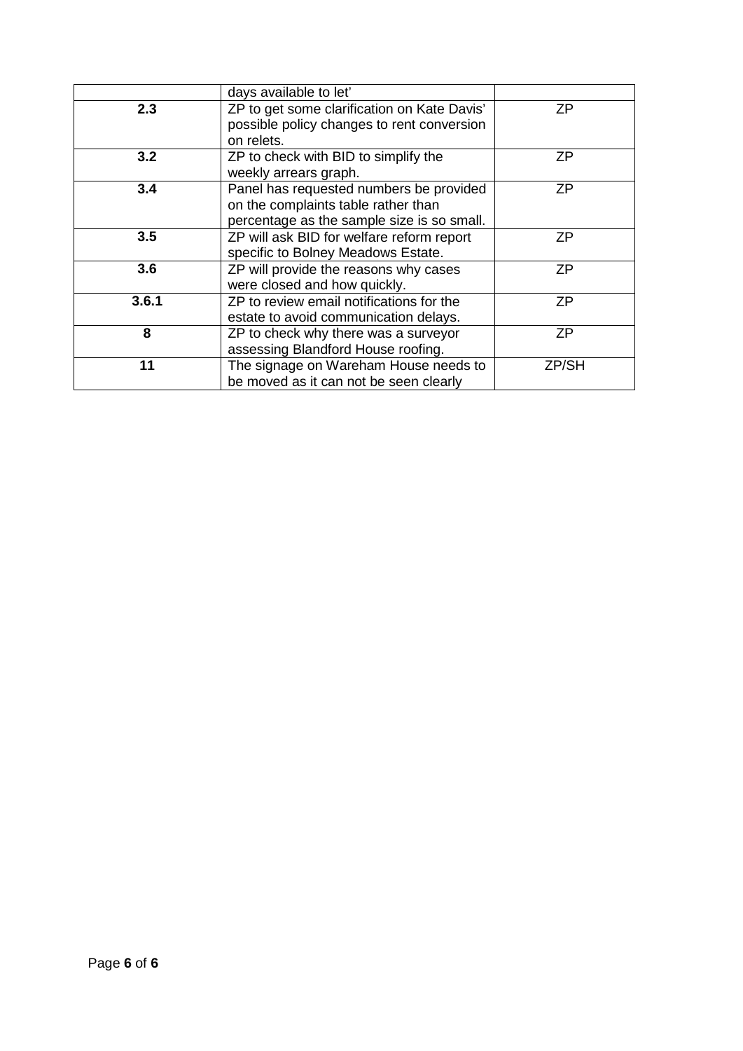| | | |
|---|---|---|
| | days available to let' | |
| **2.3** | ZP to get some clarification on Kate Davis' possible policy changes to rent conversion on relets. | ZP |
| **3.2** | ZP to check with BID to simplify the weekly arrears graph. | ZP |
| **3.4** | Panel has requested numbers be provided on the complaints table rather than percentage as the sample size is so small. | ZP |
| **3.5** | ZP will ask BID for welfare reform report specific to Bolney Meadows Estate. | ZP |
| **3.6** | ZP will provide the reasons why cases were closed and how quickly. | ZP |
| **3.6.1** | ZP to review email notifications for the estate to avoid communication delays. | ZP |
| **8** | ZP to check why there was a surveyor assessing Blandford House roofing. | ZP |
| **11** | The signage on Wareham House needs to be moved as it can not be seen clearly | ZP/SH |